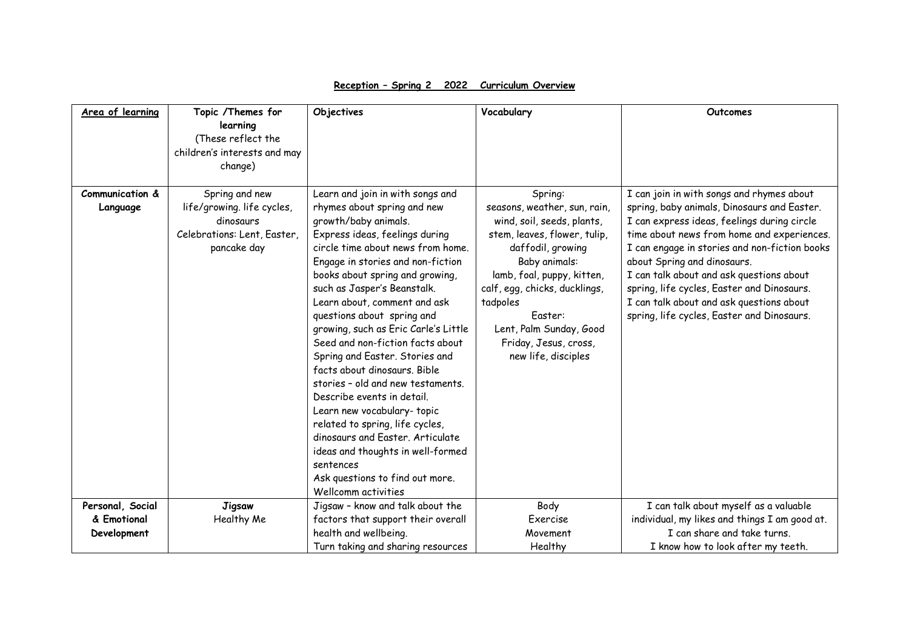**Reception – Spring 2 2022 Curriculum Overview**

| Area of learning | Topic /Themes for learning (These reflect the children's interests and may change) | Objectives | Vocabulary | Outcomes |
|---|---|---|---|---|
| **Communication & Language** | Spring and new life/growing. life cycles, dinosaurs Celebrations: Lent, Easter, pancake day | Learn and join in with songs and rhymes about spring and new growth/baby animals. Express ideas, feelings during circle time about news from home. Engage in stories and non-fiction books about spring and growing, such as Jasper's Beanstalk. Learn about, comment and ask questions about spring and growing, such as Eric Carle's Little Seed and non-fiction facts about Spring and Easter. Stories and facts about dinosaurs. Bible stories – old and new testaments. Describe events in detail. Learn new vocabulary- topic related to spring, life cycles, dinosaurs and Easter. Articulate ideas and thoughts in well-formed sentences Ask questions to find out more. Wellcomm activities | Spring: seasons, weather, sun, rain, wind, soil, seeds, plants, stem, leaves, flower, tulip, daffodil, growing Baby animals: lamb, foal, puppy, kitten, calf, egg, chicks, ducklings, tadpoles Easter: Lent, Palm Sunday, Good Friday, Jesus, cross, new life, disciples | I can join in with songs and rhymes about spring, baby animals, Dinosaurs and Easter. I can express ideas, feelings during circle time about news from home and experiences. I can engage in stories and non-fiction books about Spring and dinosaurs. I can talk about and ask questions about spring, life cycles, Easter and Dinosaurs. I can talk about and ask questions about spring, life cycles, Easter and Dinosaurs. |
| **Personal, Social & Emotional Development** | **Jigsaw** Healthy Me | Jigsaw – know and talk about the factors that support their overall health and wellbeing. Turn taking and sharing resources | Body Exercise Movement Healthy | I can talk about myself as a valuable individual, my likes and things I am good at. I can share and take turns. I know how to look after my teeth. |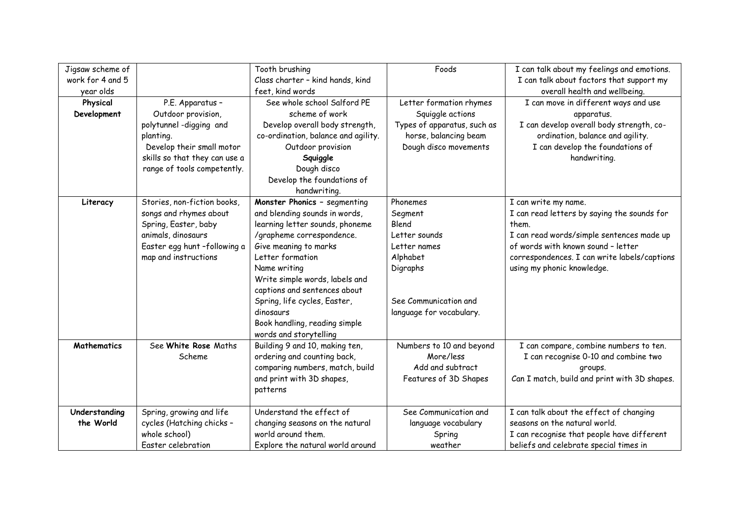| Jigsaw scheme of work for 4 and 5 year olds | | Tooth brushing<br>Class charter – kind hands, kind feet, kind words | Foods | I can talk about my feelings and emotions.<br>I can talk about factors that support my overall health and wellbeing. |
|---|---|---|---|---|
| **Physical Development** | P.E. Apparatus – Outdoor provision, polytunnel -digging and planting.<br>Develop their small motor skills so that they can use a range of tools competently. | See whole school Salford PE scheme of work<br>Develop overall body strength, co-ordination, balance and agility.<br>Outdoor provision<br>**Squiggle**<br>Dough disco<br>Develop the foundations of handwriting. | Letter formation rhymes<br>Squiggle actions<br>Types of apparatus, such as horse, balancing beam<br>Dough disco movements | I can move in different ways and use apparatus.<br>I can develop overall body strength, co-ordination, balance and agility.<br>I can develop the foundations of handwriting. |
| **Literacy** | Stories, non-fiction books, songs and rhymes about Spring, Easter, baby animals, dinosaurs<br>Easter egg hunt –following a map and instructions | **Monster Phonics** – segmenting and blending sounds in words, learning letter sounds, phoneme /grapheme correspondence.<br>Give meaning to marks<br>Letter formation<br>Name writing<br>Write simple words, labels and captions and sentences about Spring, life cycles, Easter, dinosaurs<br>Book handling, reading simple words and storytelling | Phonemes<br>Segment<br>Blend<br>Letter sounds<br>Letter names<br>Alphabet<br>Digraphs<br><br>See Communication and language for vocabulary. | I can write my name.<br>I can read letters by saying the sounds for them.<br>I can read words/simple sentences made up of words with known sound – letter correspondences. I can write labels/captions using my phonic knowledge. |
| **Mathematics** | See **White Rose** Maths Scheme | Building 9 and 10, making ten, ordering and counting back, comparing numbers, match, build and print with 3D shapes, patterns | Numbers to 10 and beyond<br>More/less<br>Add and subtract<br>Features of 3D Shapes | I can compare, combine numbers to ten.<br>I can recognise 0-10 and combine two groups.<br>Can I match, build and print with 3D shapes. |
| **Understanding the World** | Spring, growing and life cycles (Hatching chicks – whole school)<br>Easter celebration | Understand the effect of changing seasons on the natural world around them.<br>Explore the natural world around | See Communication and language vocabulary<br>Spring<br>weather | I can talk about the effect of changing seasons on the natural world.<br>I can recognise that people have different beliefs and celebrate special times in |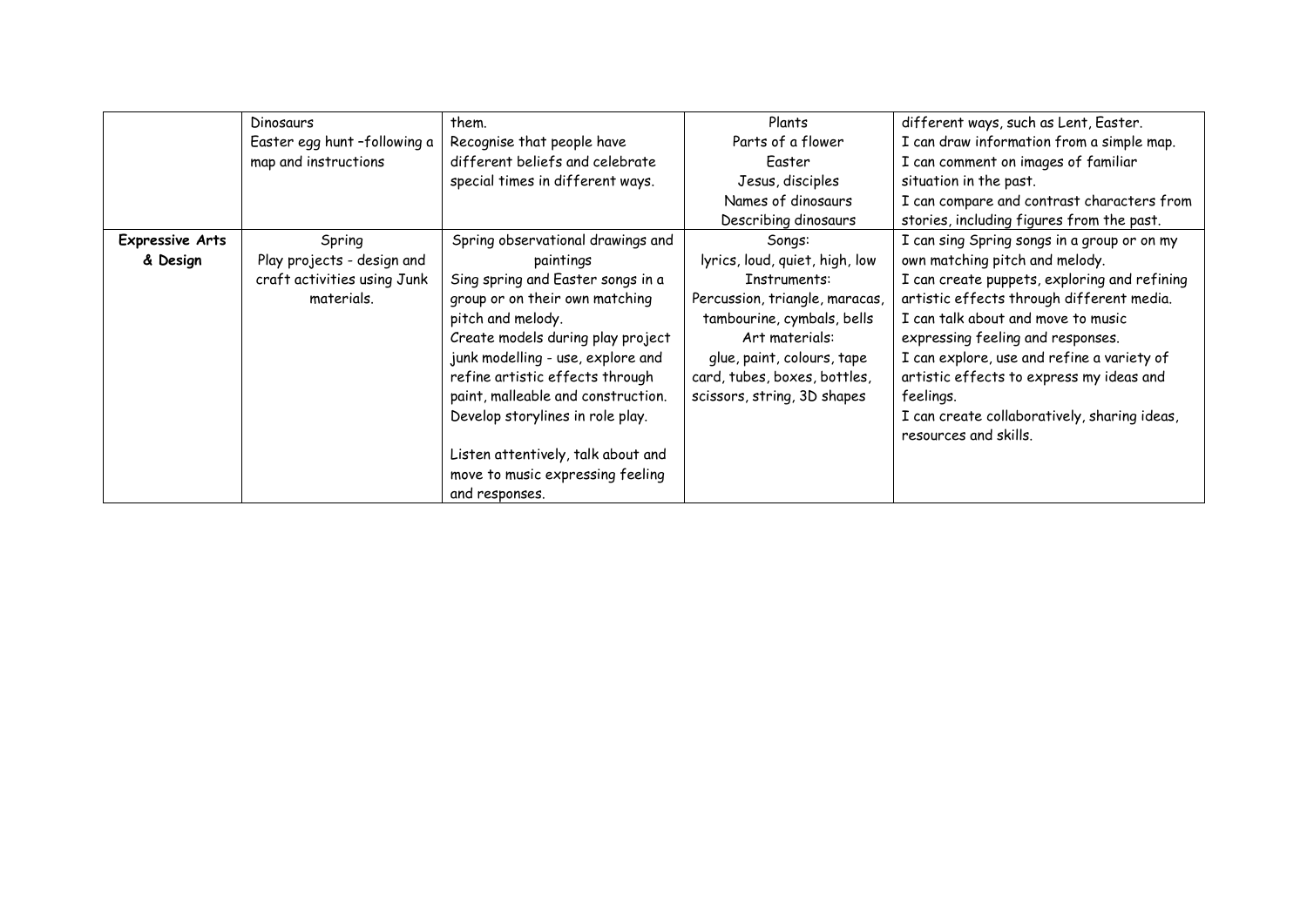| | | | | |
|---|---|---|---|---|
| | Dinosaurs<br>Easter egg hunt –following a map and instructions | them.<br>Recognise that people have different beliefs and celebrate special times in different ways. | Plants<br>Parts of a flower<br>Easter<br>Jesus, disciples<br>Names of dinosaurs<br>Describing dinosaurs | different ways, such as Lent, Easter.<br>I can draw information from a simple map.<br>I can comment on images of familiar situation in the past.<br>I can compare and contrast characters from stories, including figures from the past. |
| **Expressive Arts & Design** | Spring<br>Play projects - design and craft activities using Junk materials. | Spring observational drawings and paintings<br>Sing spring and Easter songs in a group or on their own matching pitch and melody.<br>Create models during play project junk modelling - use, explore and refine artistic effects through paint, malleable and construction.<br>Develop storylines in role play.<br><br>Listen attentively, talk about and move to music expressing feeling and responses. | Songs:<br>lyrics, loud, quiet, high, low<br>Instruments:<br>Percussion, triangle, maracas, tambourine, cymbals, bells<br>Art materials:<br>glue, paint, colours, tape card, tubes, boxes, bottles, scissors, string, 3D shapes | I can sing Spring songs in a group or on my own matching pitch and melody.<br>I can create puppets, exploring and refining artistic effects through different media.<br>I can talk about and move to music expressing feeling and responses.<br>I can explore, use and refine a variety of artistic effects to express my ideas and feelings.<br>I can create collaboratively, sharing ideas, resources and skills. |